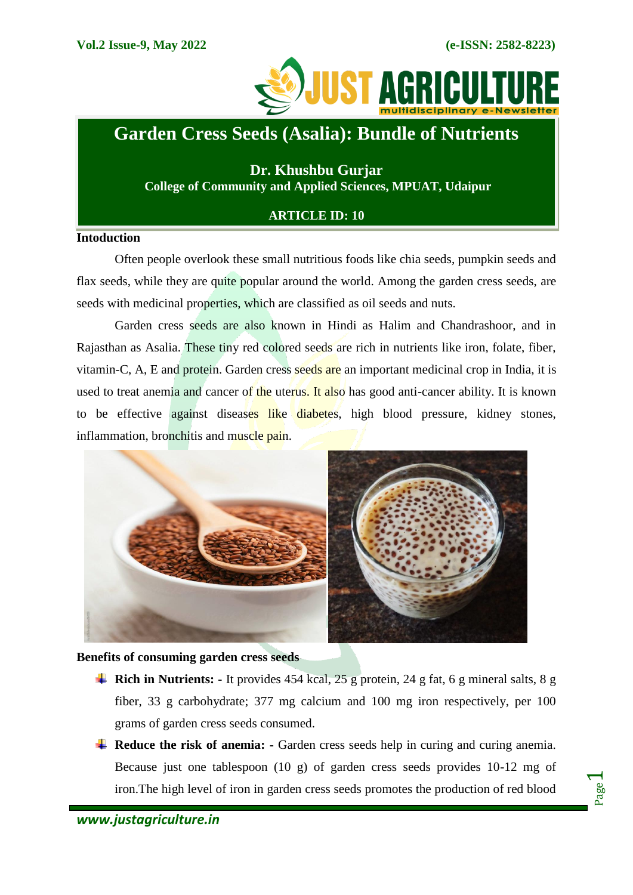# Garden Cress Seeds (Asalia): Bundle of Nutrients

**Dr. Khushbu Gurjar**
**College of Community and Applied Sciences, MPUAT, Udaipur**

**ARTICLE ID: 10**

## Intoduction

Often people overlook these small nutritious foods like chia seeds, pumpkin seeds and flax seeds, while they are quite popular around the world. Among the garden cress seeds, are seeds with medicinal properties, which are classified as oil seeds and nuts.

Garden cress seeds are also known in Hindi as Halim and Chandrashoor, and in Rajasthan as Asalia. These tiny red colored seeds are rich in nutrients like iron, folate, fiber, vitamin-C, A, E and protein. Garden cress seeds are an important medicinal crop in India, it is used to treat anemia and cancer of the uterus. It also has good anti-cancer ability. It is known to be effective against diseases like diabetes, high blood pressure, kidney stones, inflammation, bronchitis and muscle pain.

## Benefits of consuming garden cress seeds

- **Rich in Nutrients: -** It provides 454 kcal, 25 g protein, 24 g fat, 6 g mineral salts, 8 g fiber, 33 g carbohydrate; 377 mg calcium and 100 mg iron respectively, per 100 grams of garden cress seeds consumed.
- **Reduce the risk of anemia: -** Garden cress seeds help in curing and curing anemia. Because just one tablespoon (10 g) of garden cress seeds provides 10-12 mg of iron.The high level of iron in garden cress seeds promotes the production of red blood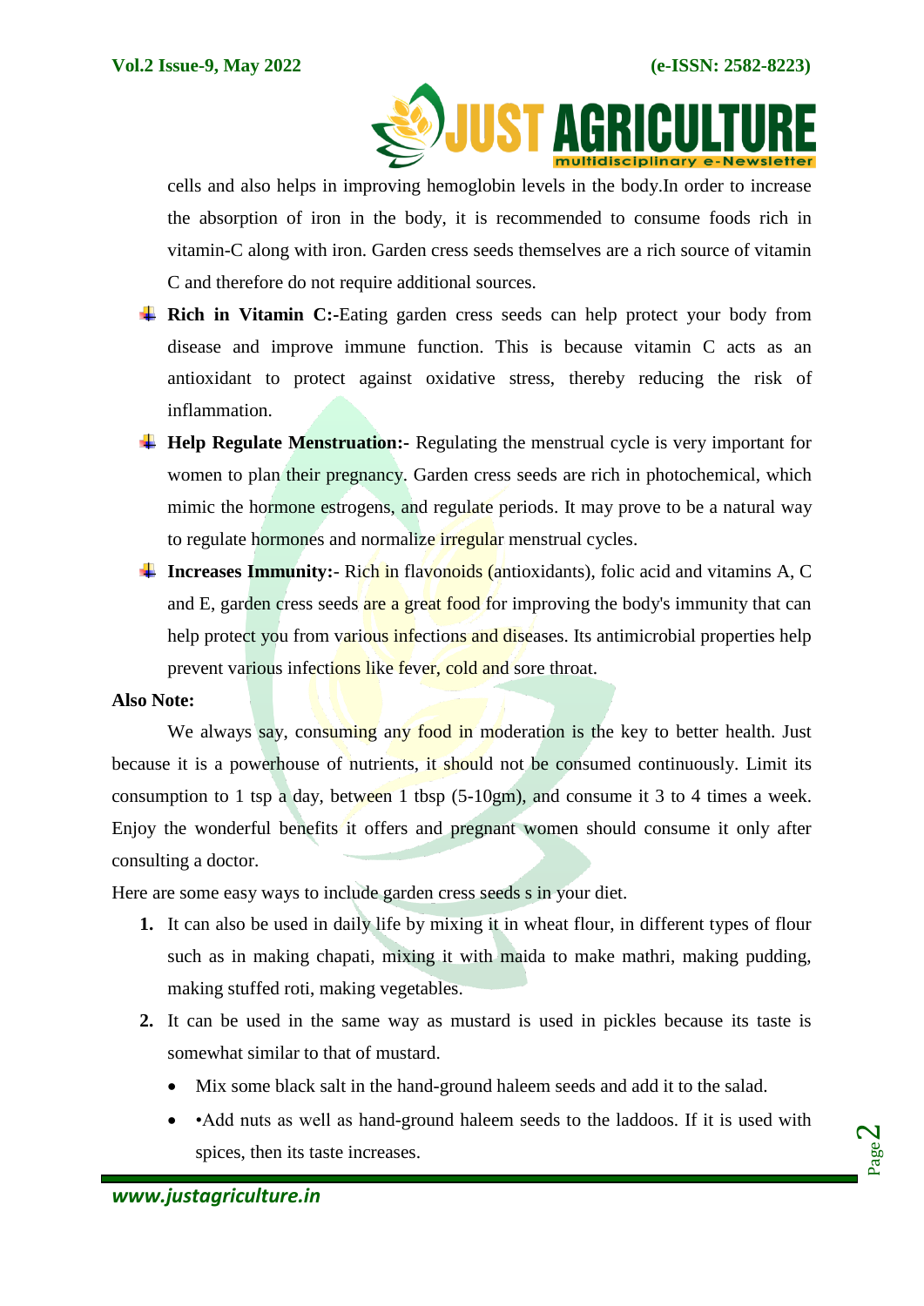cells and also helps in improving hemoglobin levels in the body.In order to increase the absorption of iron in the body, it is recommended to consume foods rich in vitamin-C along with iron. Garden cress seeds themselves are a rich source of vitamin C and therefore do not require additional sources.

- **Rich in Vitamin C:-**Eating garden cress seeds can help protect your body from disease and improve immune function. This is because vitamin C acts as an antioxidant to protect against oxidative stress, thereby reducing the risk of inflammation.
- **Help Regulate Menstruation:-** Regulating the menstrual cycle is very important for women to plan their pregnancy. Garden cress seeds are rich in photochemical, which mimic the hormone estrogens, and regulate periods. It may prove to be a natural way to regulate hormones and normalize irregular menstrual cycles.
- **Increases Immunity:-** Rich in flavonoids (antioxidants), folic acid and vitamins A, C and E, garden cress seeds are a great food for improving the body's immunity that can help protect you from various infections and diseases. Its antimicrobial properties help prevent various infections like fever, cold and sore throat.

**Also Note:**

We always say, consuming any food in moderation is the key to better health. Just because it is a powerhouse of nutrients, it should not be consumed continuously. Limit its consumption to 1 tsp a day, between 1 tbsp (5-10gm), and consume it 3 to 4 times a week. Enjoy the wonderful benefits it offers and pregnant women should consume it only after consulting a doctor.

Here are some easy ways to include garden cress seeds s in your diet.

1. It can also be used in daily life by mixing it in wheat flour, in different types of flour such as in making chapati, mixing it with maida to make mathri, making pudding, making stuffed roti, making vegetables.
2. It can be used in the same way as mustard is used in pickles because its taste is somewhat similar to that of mustard.
   - Mix some black salt in the hand-ground haleem seeds and add it to the salad.
   - •Add nuts as well as hand-ground haleem seeds to the laddoos. If it is used with spices, then its taste increases.